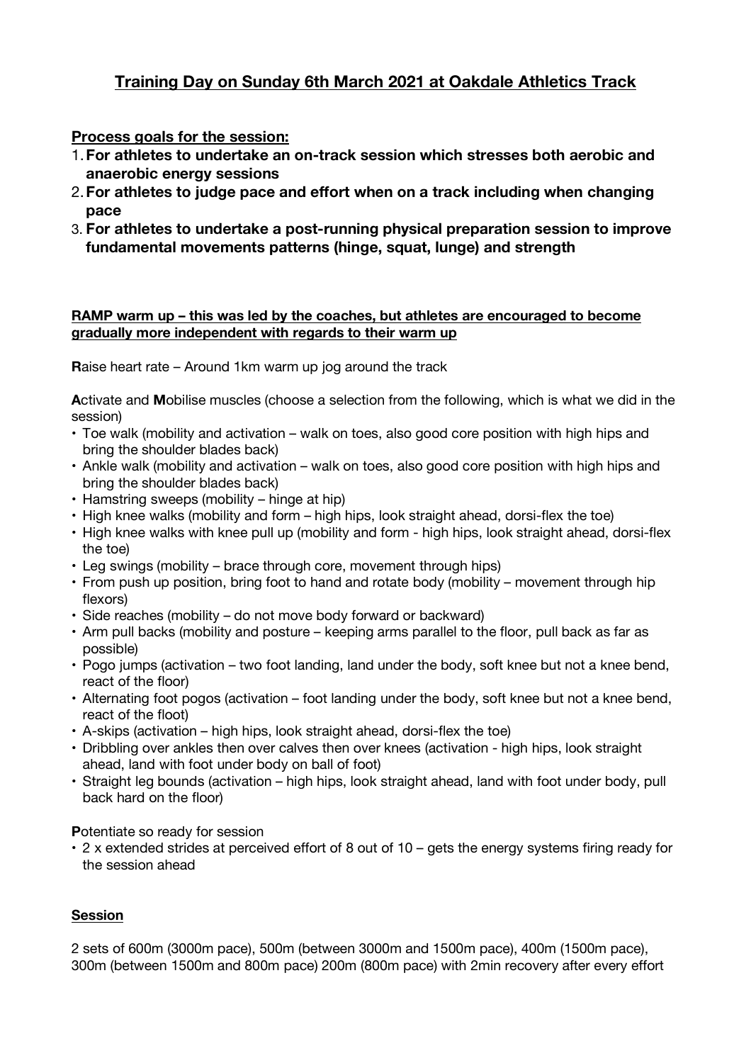# Training Day on Sunday 6th March 2021 at Oakdale Athletics Track

## Process goals for the session:

1. **For athletes to undertake an on-track session which stresses both aerobic and anaerobic energy sessions**
2. **For athletes to judge pace and effort when on a track including when changing pace**
3. **For athletes to undertake a post-running physical preparation session to improve fundamental movements patterns (hinge, squat, lunge) and strength**

## RAMP warm up – this was led by the coaches, but athletes are encouraged to become gradually more independent with regards to their warm up

**R**aise heart rate – Around 1km warm up jog around the track

**A**ctivate and **M**obilise muscles (choose a selection from the following, which is what we did in the session)

- Toe walk (mobility and activation – walk on toes, also good core position with high hips and bring the shoulder blades back)
- Ankle walk (mobility and activation – walk on toes, also good core position with high hips and bring the shoulder blades back)
- Hamstring sweeps (mobility – hinge at hip)
- High knee walks (mobility and form – high hips, look straight ahead, dorsi-flex the toe)
- High knee walks with knee pull up (mobility and form - high hips, look straight ahead, dorsi-flex the toe)
- Leg swings (mobility – brace through core, movement through hips)
- From push up position, bring foot to hand and rotate body (mobility – movement through hip flexors)
- Side reaches (mobility – do not move body forward or backward)
- Arm pull backs (mobility and posture – keeping arms parallel to the floor, pull back as far as possible)
- Pogo jumps (activation – two foot landing, land under the body, soft knee but not a knee bend, react of the floor)
- Alternating foot pogos (activation – foot landing under the body, soft knee but not a knee bend, react of the floot)
- A-skips (activation – high hips, look straight ahead, dorsi-flex the toe)
- Dribbling over ankles then over calves then over knees (activation - high hips, look straight ahead, land with foot under body on ball of foot)
- Straight leg bounds (activation – high hips, look straight ahead, land with foot under body, pull back hard on the floor)

**P**otentiate so ready for session

- 2 x extended strides at perceived effort of 8 out of 10 – gets the energy systems firing ready for the session ahead

## Session

2 sets of 600m (3000m pace), 500m (between 3000m and 1500m pace), 400m (1500m pace), 300m (between 1500m and 800m pace) 200m (800m pace) with 2min recovery after every effort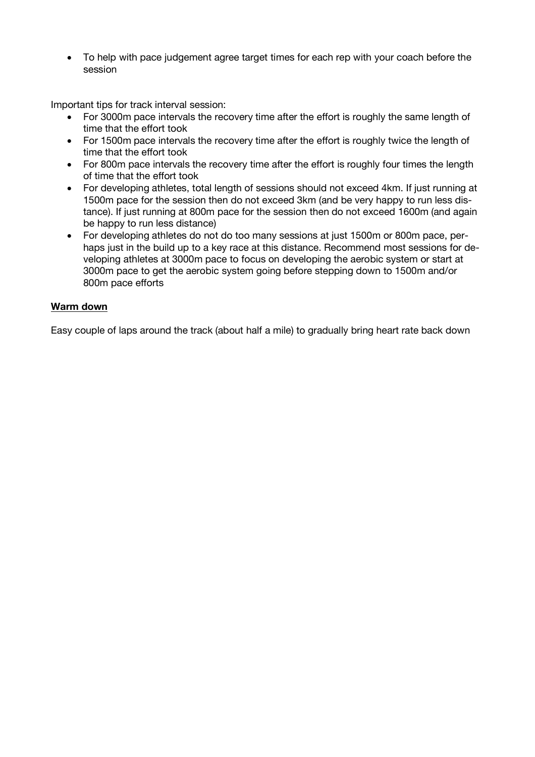- To help with pace judgement agree target times for each rep with your coach before the session

Important tips for track interval session:

- For 3000m pace intervals the recovery time after the effort is roughly the same length of time that the effort took
- For 1500m pace intervals the recovery time after the effort is roughly twice the length of time that the effort took
- For 800m pace intervals the recovery time after the effort is roughly four times the length of time that the effort took
- For developing athletes, total length of sessions should not exceed 4km. If just running at 1500m pace for the session then do not exceed 3km (and be very happy to run less distance). If just running at 800m pace for the session then do not exceed 1600m (and again be happy to run less distance)
- For developing athletes do not do too many sessions at just 1500m or 800m pace, perhaps just in the build up to a key race at this distance. Recommend most sessions for developing athletes at 3000m pace to focus on developing the aerobic system or start at 3000m pace to get the aerobic system going before stepping down to 1500m and/or 800m pace efforts

**Warm down**

Easy couple of laps around the track (about half a mile) to gradually bring heart rate back down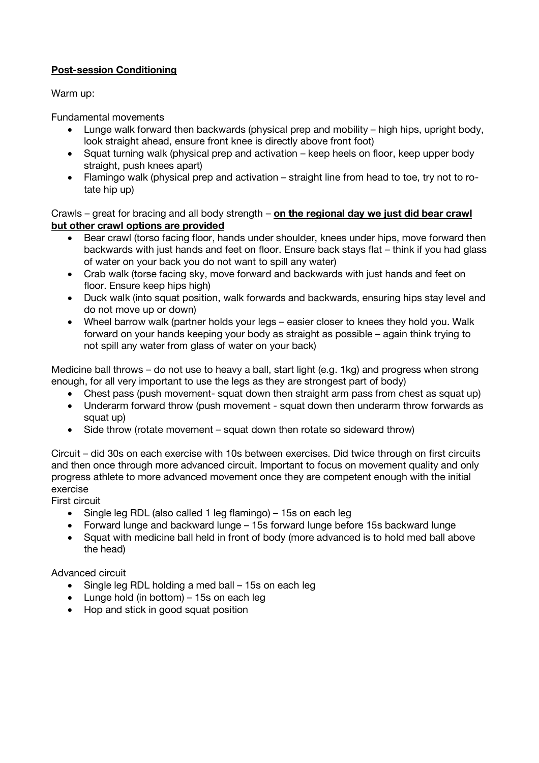**Post-session Conditioning**

Warm up:

Fundamental movements

- Lunge walk forward then backwards (physical prep and mobility – high hips, upright body, look straight ahead, ensure front knee is directly above front foot)
- Squat turning walk (physical prep and activation – keep heels on floor, keep upper body straight, push knees apart)
- Flamingo walk (physical prep and activation – straight line from head to toe, try not to rotate hip up)

Crawls – great for bracing and all body strength – **on the regional day we just did bear crawl but other crawl options are provided**

- Bear crawl (torso facing floor, hands under shoulder, knees under hips, move forward then backwards with just hands and feet on floor. Ensure back stays flat – think if you had glass of water on your back you do not want to spill any water)
- Crab walk (torse facing sky, move forward and backwards with just hands and feet on floor. Ensure keep hips high)
- Duck walk (into squat position, walk forwards and backwards, ensuring hips stay level and do not move up or down)
- Wheel barrow walk (partner holds your legs – easier closer to knees they hold you. Walk forward on your hands keeping your body as straight as possible – again think trying to not spill any water from glass of water on your back)

Medicine ball throws – do not use to heavy a ball, start light (e.g. 1kg) and progress when strong enough, for all very important to use the legs as they are strongest part of body)

- Chest pass (push movement- squat down then straight arm pass from chest as squat up)
- Underarm forward throw (push movement - squat down then underarm throw forwards as squat up)
- Side throw (rotate movement – squat down then rotate so sideward throw)

Circuit – did 30s on each exercise with 10s between exercises. Did twice through on first circuits and then once through more advanced circuit. Important to focus on movement quality and only progress athlete to more advanced movement once they are competent enough with the initial exercise

First circuit

- Single leg RDL (also called 1 leg flamingo) – 15s on each leg
- Forward lunge and backward lunge – 15s forward lunge before 15s backward lunge
- Squat with medicine ball held in front of body (more advanced is to hold med ball above the head)

Advanced circuit

- Single leg RDL holding a med ball – 15s on each leg
- Lunge hold (in bottom) – 15s on each leg
- Hop and stick in good squat position